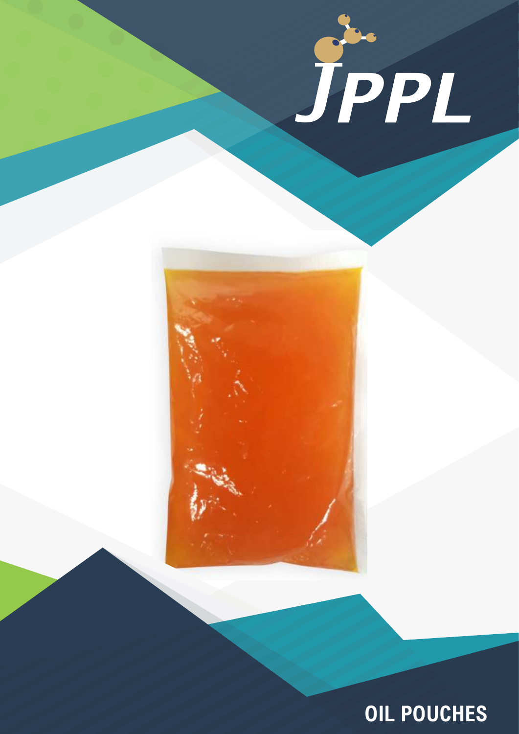JPPL

# OIL POUCHES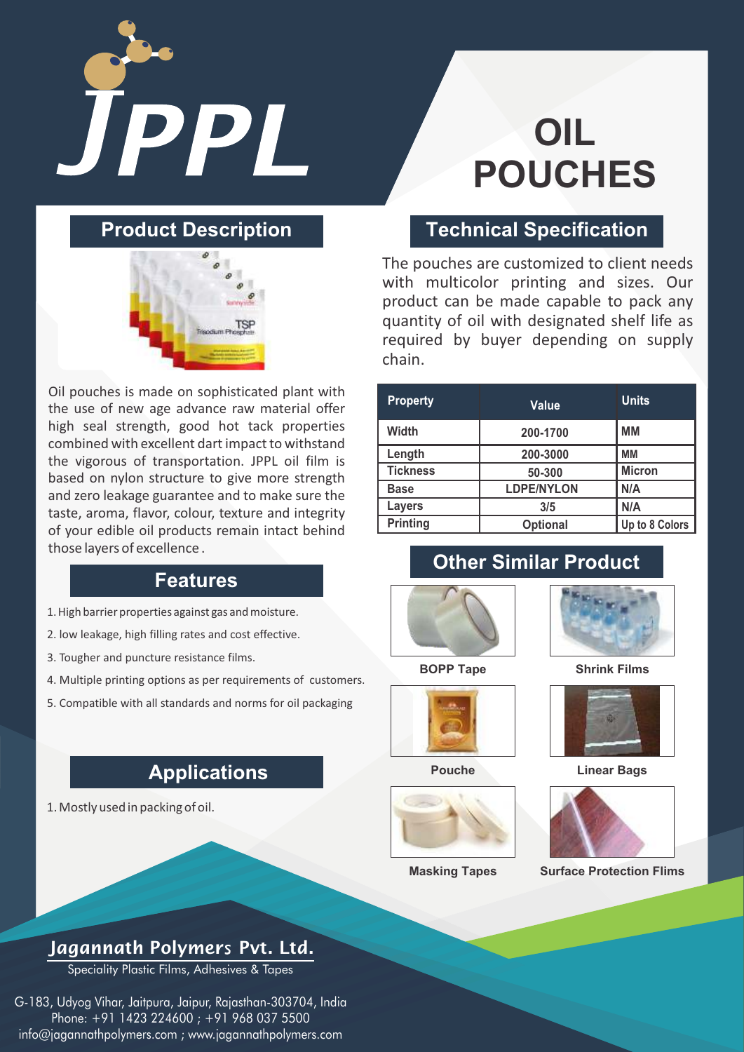# JPPL

# OIL POUCHES

## Product Description

Oil pouches is made on sophisticated plant with the use of new age advance raw material offer high seal strength, good hot tack properties combined with excellent dart impact to withstand the vigorous of transportation. JPPL oil film is based on nylon structure to give more strength and zero leakage guarantee and to make sure the taste, aroma, flavor, colour, texture and integrity of your edible oil products remain intact behind those layers of excellence .

## Features

1. High barrier properties against gas and moisture.
2. low leakage, high filling rates and cost effective.
3. Tougher and puncture resistance films.
4. Multiple printing options as per requirements of customers.
5. Compatible with all standards and norms for oil packaging

## Applications

1. Mostly used in packing of oil.

## Technical Specification

The pouches are customized to client needs with multicolor printing and sizes. Our product can be made capable to pack any quantity of oil with designated shelf life as required by buyer depending on supply chain.

| Property | Value | Units |
|---|---|---|
| Width | 200-1700 | MM |
| Length | 200-3000 | MM |
| Tickness | 50-300 | Micron |
| Base | LDPE/NYLON | N/A |
| Layers | 3/5 | N/A |
| Printing | Optional | Up to 8 Colors |

## Other Similar Product

BOPP Tape

Shrink Films

Pouche

Linear Bags

Masking Tapes

Surface Protection Flims

**Jagannath Polymers Pvt. Ltd.**

Speciality Plastic Films, Adhesives & Tapes

G-183, Udyog Vihar, Jaitpura, Jaipur, Rajasthan-303704, India
Phone: +91 1423 224600 ; +91 968 037 5500
info@jagannathpolymers.com ; www.jagannathpolymers.com